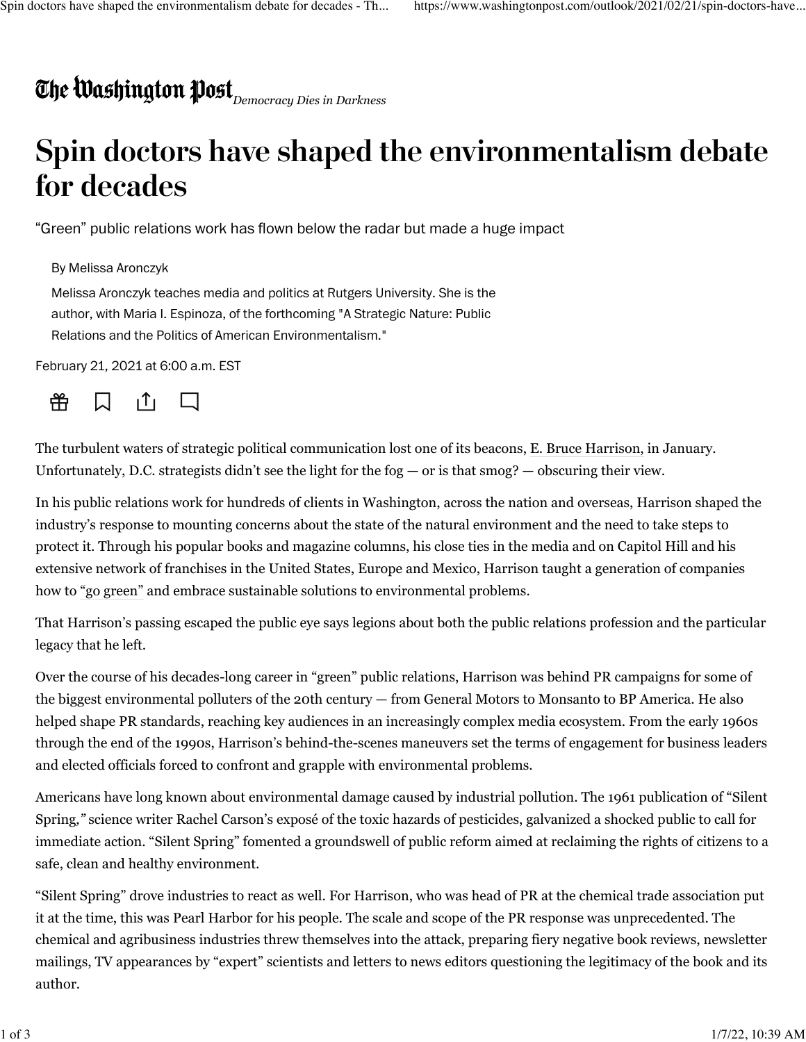The Washington Post *Democracy Dies in Darkness*

# Spin doctors have shaped the environmentalism debate for decades

"Green" public relations work has flown below the radar but made a huge impact

By Melissa Aronczyk

Melissa Aronczyk teaches media and politics at Rutgers University. She is the author, with Maria I. Espinoza, of the forthcoming "A Strategic Nature: Public Relations and the Politics of American Environmentalism."

February 21, 2021 at 6:00 a.m. EST

The turbulent waters of strategic political communication lost one of its beacons, E. Bruce Harrison, in January. Unfortunately, D.C. strategists didn't see the light for the fog — or is that smog? — obscuring their view.

In his public relations work for hundreds of clients in Washington, across the nation and overseas, Harrison shaped the industry's response to mounting concerns about the state of the natural environment and the need to take steps to protect it. Through his popular books and magazine columns, his close ties in the media and on Capitol Hill and his extensive network of franchises in the United States, Europe and Mexico, Harrison taught a generation of companies how to "go green" and embrace sustainable solutions to environmental problems.

That Harrison's passing escaped the public eye says legions about both the public relations profession and the particular legacy that he left.

Over the course of his decades-long career in "green" public relations, Harrison was behind PR campaigns for some of the biggest environmental polluters of the 20th century — from General Motors to Monsanto to BP America. He also helped shape PR standards, reaching key audiences in an increasingly complex media ecosystem. From the early 1960s through the end of the 1990s, Harrison's behind-the-scenes maneuvers set the terms of engagement for business leaders and elected officials forced to confront and grapple with environmental problems.

Americans have long known about environmental damage caused by industrial pollution. The 1961 publication of "Silent Spring," science writer Rachel Carson's exposé of the toxic hazards of pesticides, galvanized a shocked public to call for immediate action. "Silent Spring" fomented a groundswell of public reform aimed at reclaiming the rights of citizens to a safe, clean and healthy environment.

"Silent Spring" drove industries to react as well. For Harrison, who was head of PR at the chemical trade association put it at the time, this was Pearl Harbor for his people. The scale and scope of the PR response was unprecedented. The chemical and agribusiness industries threw themselves into the attack, preparing fiery negative book reviews, newsletter mailings, TV appearances by "expert" scientists and letters to news editors questioning the legitimacy of the book and its author.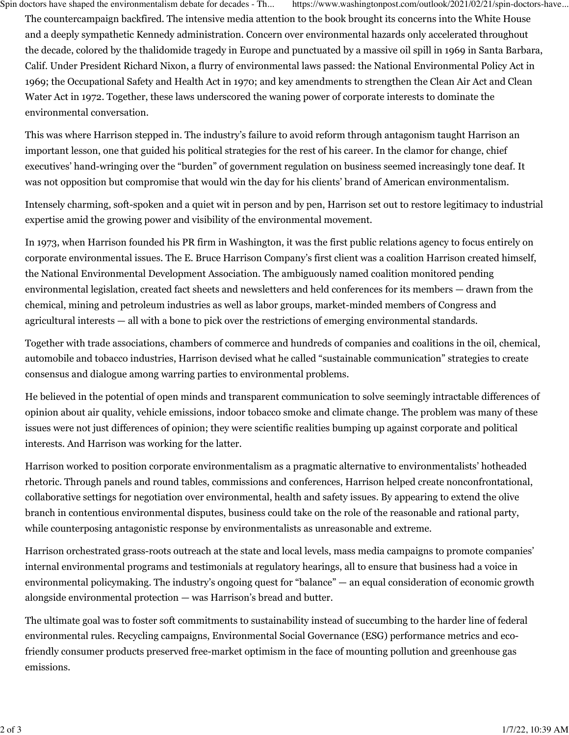The countercampaign backfired. The intensive media attention to the book brought its concerns into the White House and a deeply sympathetic Kennedy administration. Concern over environmental hazards only accelerated throughout the decade, colored by the thalidomide tragedy in Europe and punctuated by a massive oil spill in 1969 in Santa Barbara, Calif. Under President Richard Nixon, a flurry of environmental laws passed: the National Environmental Policy Act in 1969; the Occupational Safety and Health Act in 1970; and key amendments to strengthen the Clean Air Act and Clean Water Act in 1972. Together, these laws underscored the waning power of corporate interests to dominate the environmental conversation.

This was where Harrison stepped in. The industry's failure to avoid reform through antagonism taught Harrison an important lesson, one that guided his political strategies for the rest of his career. In the clamor for change, chief executives' hand-wringing over the "burden" of government regulation on business seemed increasingly tone deaf. It was not opposition but compromise that would win the day for his clients' brand of American environmentalism.

Intensely charming, soft-spoken and a quiet wit in person and by pen, Harrison set out to restore legitimacy to industrial expertise amid the growing power and visibility of the environmental movement.

In 1973, when Harrison founded his PR firm in Washington, it was the first public relations agency to focus entirely on corporate environmental issues. The E. Bruce Harrison Company's first client was a coalition Harrison created himself, the National Environmental Development Association. The ambiguously named coalition monitored pending environmental legislation, created fact sheets and newsletters and held conferences for its members — drawn from the chemical, mining and petroleum industries as well as labor groups, market-minded members of Congress and agricultural interests — all with a bone to pick over the restrictions of emerging environmental standards.

Together with trade associations, chambers of commerce and hundreds of companies and coalitions in the oil, chemical, automobile and tobacco industries, Harrison devised what he called "sustainable communication" strategies to create consensus and dialogue among warring parties to environmental problems.

He believed in the potential of open minds and transparent communication to solve seemingly intractable differences of opinion about air quality, vehicle emissions, indoor tobacco smoke and climate change. The problem was many of these issues were not just differences of opinion; they were scientific realities bumping up against corporate and political interests. And Harrison was working for the latter.

Harrison worked to position corporate environmentalism as a pragmatic alternative to environmentalists' hotheaded rhetoric. Through panels and round tables, commissions and conferences, Harrison helped create nonconfrontational, collaborative settings for negotiation over environmental, health and safety issues. By appearing to extend the olive branch in contentious environmental disputes, business could take on the role of the reasonable and rational party, while counterposing antagonistic response by environmentalists as unreasonable and extreme.

Harrison orchestrated grass-roots outreach at the state and local levels, mass media campaigns to promote companies' internal environmental programs and testimonials at regulatory hearings, all to ensure that business had a voice in environmental policymaking. The industry's ongoing quest for "balance" — an equal consideration of economic growth alongside environmental protection — was Harrison's bread and butter.

The ultimate goal was to foster soft commitments to sustainability instead of succumbing to the harder line of federal environmental rules. Recycling campaigns, Environmental Social Governance (ESG) performance metrics and eco-friendly consumer products preserved free-market optimism in the face of mounting pollution and greenhouse gas emissions.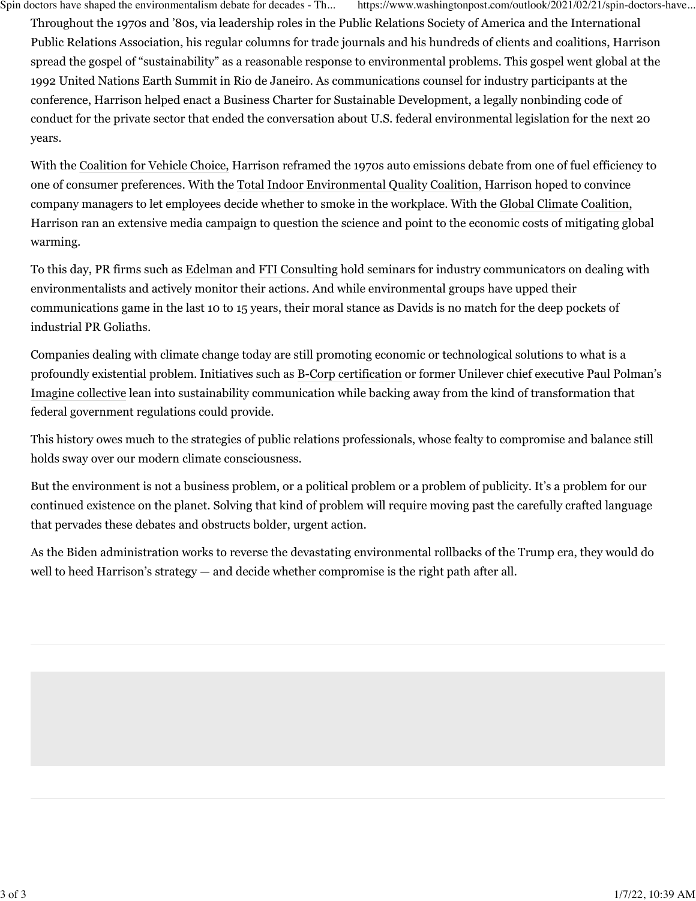Throughout the 1970s and ’80s, via leadership roles in the Public Relations Society of America and the International Public Relations Association, his regular columns for trade journals and his hundreds of clients and coalitions, Harrison spread the gospel of “sustainability” as a reasonable response to environmental problems. This gospel went global at the 1992 United Nations Earth Summit in Rio de Janeiro. As communications counsel for industry participants at the conference, Harrison helped enact a Business Charter for Sustainable Development, a legally nonbinding code of conduct for the private sector that ended the conversation about U.S. federal environmental legislation for the next 20 years.

With the Coalition for Vehicle Choice, Harrison reframed the 1970s auto emissions debate from one of fuel efficiency to one of consumer preferences. With the Total Indoor Environmental Quality Coalition, Harrison hoped to convince company managers to let employees decide whether to smoke in the workplace. With the Global Climate Coalition, Harrison ran an extensive media campaign to question the science and point to the economic costs of mitigating global warming.

To this day, PR firms such as Edelman and FTI Consulting hold seminars for industry communicators on dealing with environmentalists and actively monitor their actions. And while environmental groups have upped their communications game in the last 10 to 15 years, their moral stance as Davids is no match for the deep pockets of industrial PR Goliaths.

Companies dealing with climate change today are still promoting economic or technological solutions to what is a profoundly existential problem. Initiatives such as B-Corp certification or former Unilever chief executive Paul Polman’s Imagine collective lean into sustainability communication while backing away from the kind of transformation that federal government regulations could provide.

This history owes much to the strategies of public relations professionals, whose fealty to compromise and balance still holds sway over our modern climate consciousness.

But the environment is not a business problem, or a political problem or a problem of publicity. It’s a problem for our continued existence on the planet. Solving that kind of problem will require moving past the carefully crafted language that pervades these debates and obstructs bolder, urgent action.

As the Biden administration works to reverse the devastating environmental rollbacks of the Trump era, they would do well to heed Harrison’s strategy — and decide whether compromise is the right path after all.